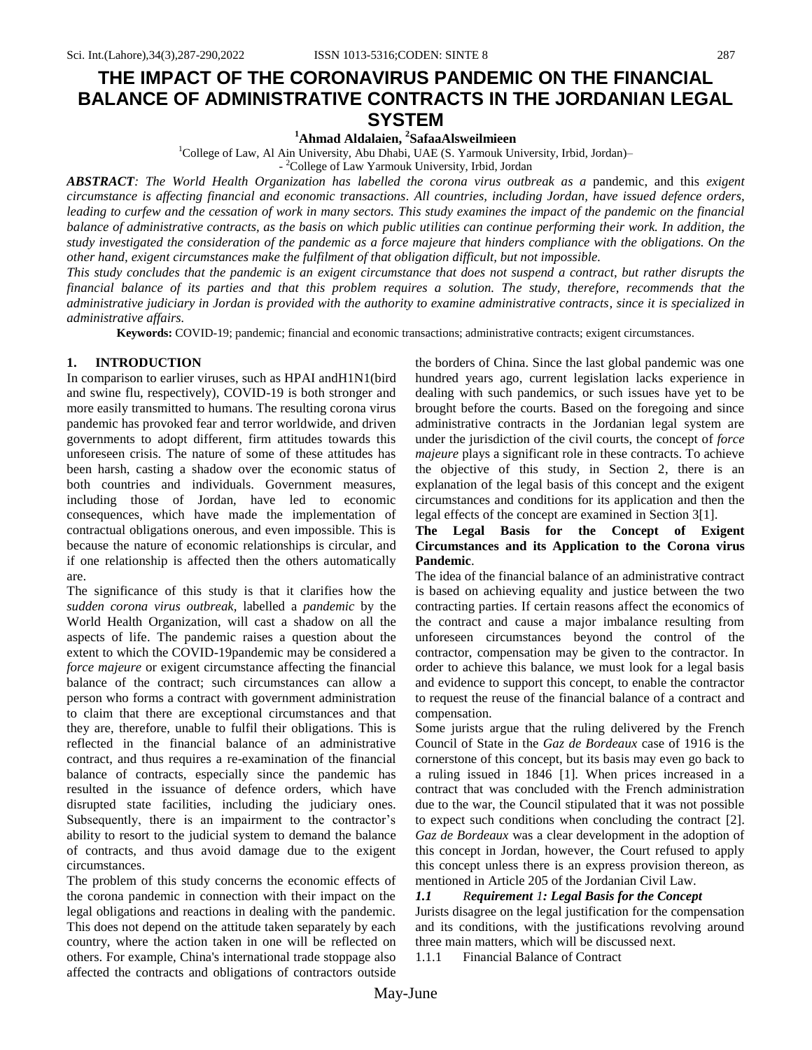# THE IMPACT OF THE CORONAVIRUS PANDEMIC ON THE FINANCIAL BALANCE OF ADMINISTRATIVE CONTRACTS IN THE JORDANIAN LEGAL SYSTEM

**[1]Ahmad Aldalaien, [2]SafaaAlsweilmieen**

[1]College of Law, Al Ain University, Abu Dhabi, UAE (S. Yarmouk University, Irbid, Jordan)–

- [2]College of Law Yarmouk University, Irbid, Jordan

***ABSTRACT**: The World Health Organization has labelled the corona virus outbreak as a* pandemic, and this *exigent circumstance is affecting financial and economic transactions. All countries, including Jordan, have issued defence orders, leading to curfew and the cessation of work in many sectors. This study examines the impact of the pandemic on the financial balance of administrative contracts, as the basis on which public utilities can continue performing their work. In addition, the study investigated the consideration of the pandemic as a force majeure that hinders compliance with the obligations. On the other hand, exigent circumstances make the fulfilment of that obligation difficult, but not impossible.*

*This study concludes that the pandemic is an exigent circumstance that does not suspend a contract, but rather disrupts the financial balance of its parties and that this problem requires a solution. The study, therefore, recommends that the administrative judiciary in Jordan is provided with the authority to examine administrative contracts, since it is specialized in administrative affairs.*

**Keywords:** COVID-19; pandemic; financial and economic transactions; administrative contracts; exigent circumstances.

## 1. INTRODUCTION

In comparison to earlier viruses, such as HPAI andH1N1(bird and swine flu, respectively), COVID-19 is both stronger and more easily transmitted to humans. The resulting corona virus pandemic has provoked fear and terror worldwide, and driven governments to adopt different, firm attitudes towards this unforeseen crisis. The nature of some of these attitudes has been harsh, casting a shadow over the economic status of both countries and individuals. Government measures, including those of Jordan, have led to economic consequences, which have made the implementation of contractual obligations onerous, and even impossible. This is because the nature of economic relationships is circular, and if one relationship is affected then the others automatically are.

The significance of this study is that it clarifies how the *sudden corona virus outbreak*, labelled a *pandemic* by the World Health Organization, will cast a shadow on all the aspects of life. The pandemic raises a question about the extent to which the COVID-19pandemic may be considered a *force majeure* or exigent circumstance affecting the financial balance of the contract; such circumstances can allow a person who forms a contract with government administration to claim that there are exceptional circumstances and that they are, therefore, unable to fulfil their obligations. This is reflected in the financial balance of an administrative contract, and thus requires a re-examination of the financial balance of contracts, especially since the pandemic has resulted in the issuance of defence orders, which have disrupted state facilities, including the judiciary ones. Subsequently, there is an impairment to the contractor's ability to resort to the judicial system to demand the balance of contracts, and thus avoid damage due to the exigent circumstances.

The problem of this study concerns the economic effects of the corona pandemic in connection with their impact on the legal obligations and reactions in dealing with the pandemic. This does not depend on the attitude taken separately by each country, where the action taken in one will be reflected on others. For example, China's international trade stoppage also affected the contracts and obligations of contractors outside the borders of China. Since the last global pandemic was one hundred years ago, current legislation lacks experience in dealing with such pandemics, or such issues have yet to be brought before the courts. Based on the foregoing and since administrative contracts in the Jordanian legal system are under the jurisdiction of the civil courts, the concept of *force majeure* plays a significant role in these contracts. To achieve the objective of this study, in Section 2, there is an explanation of the legal basis of this concept and the exigent circumstances and conditions for its application and then the legal effects of the concept are examined in Section 3[1].

## The Legal Basis for the Concept of Exigent Circumstances and its Application to the Corona virus Pandemic.

The idea of the financial balance of an administrative contract is based on achieving equality and justice between the two contracting parties. If certain reasons affect the economics of the contract and cause a major imbalance resulting from unforeseen circumstances beyond the control of the contractor, compensation may be given to the contractor. In order to achieve this balance, we must look for a legal basis and evidence to support this concept, to enable the contractor to request the reuse of the financial balance of a contract and compensation.

Some jurists argue that the ruling delivered by the French Council of State in the *Gaz de Bordeaux* case of 1916 is the cornerstone of this concept, but its basis may even go back to a ruling issued in 1846 [1]. When prices increased in a contract that was concluded with the French administration due to the war, the Council stipulated that it was not possible to expect such conditions when concluding the contract [2]. *Gaz de Bordeaux* was a clear development in the adoption of this concept in Jordan, however, the Court refused to apply this concept unless there is an express provision thereon, as mentioned in Article 205 of the Jordanian Civil Law.

### *1.1 Requirement 1: Legal Basis for the Concept*

Jurists disagree on the legal justification for the compensation and its conditions, with the justifications revolving around three main matters, which will be discussed next.

1.1.1 Financial Balance of Contract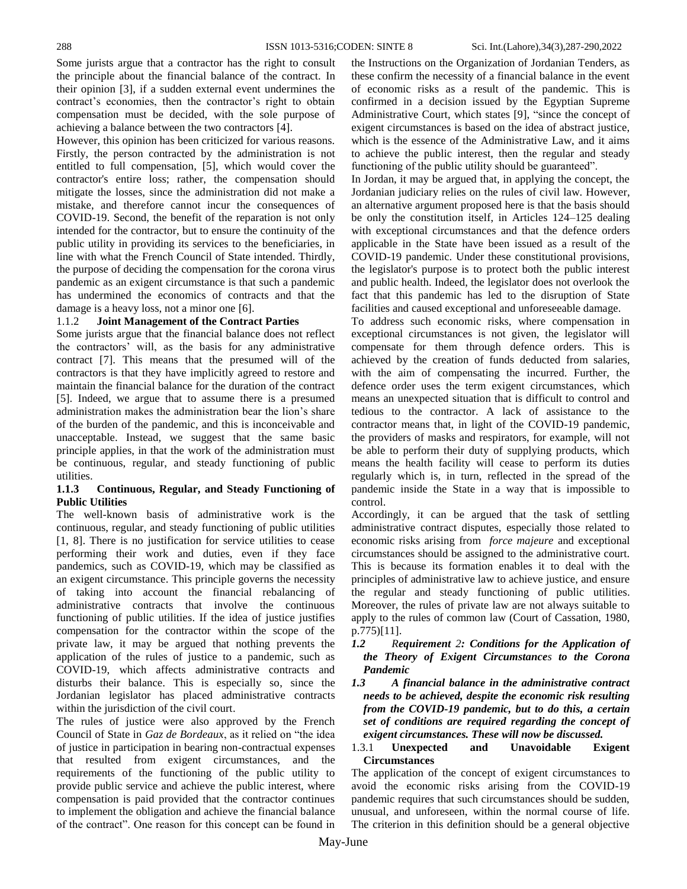Some jurists argue that a contractor has the right to consult the principle about the financial balance of the contract. In their opinion [3], if a sudden external event undermines the contract's economies, then the contractor's right to obtain compensation must be decided, with the sole purpose of achieving a balance between the two contractors [4].

However, this opinion has been criticized for various reasons. Firstly, the person contracted by the administration is not entitled to full compensation, [5], which would cover the contractor's entire loss; rather, the compensation should mitigate the losses, since the administration did not make a mistake, and therefore cannot incur the consequences of COVID-19. Second, the benefit of the reparation is not only intended for the contractor, but to ensure the continuity of the public utility in providing its services to the beneficiaries, in line with what the French Council of State intended. Thirdly, the purpose of deciding the compensation for the corona virus pandemic as an exigent circumstance is that such a pandemic has undermined the economics of contracts and that the damage is a heavy loss, not a minor one [6].

### 1.1.2 **Joint Management of the Contract Parties**

Some jurists argue that the financial balance does not reflect the contractors' will, as the basis for any administrative contract [7]. This means that the presumed will of the contractors is that they have implicitly agreed to restore and maintain the financial balance for the duration of the contract [5]. Indeed, we argue that to assume there is a presumed administration makes the administration bear the lion's share of the burden of the pandemic, and this is inconceivable and unacceptable. Instead, we suggest that the same basic principle applies, in that the work of the administration must be continuous, regular, and steady functioning of public utilities.

### **1.1.3 Continuous, Regular, and Steady Functioning of Public Utilities**

The well-known basis of administrative work is the continuous, regular, and steady functioning of public utilities [1, 8]. There is no justification for service utilities to cease performing their work and duties, even if they face pandemics, such as COVID-19, which may be classified as an exigent circumstance. This principle governs the necessity of taking into account the financial rebalancing of administrative contracts that involve the continuous functioning of public utilities. If the idea of justice justifies compensation for the contractor within the scope of the private law, it may be argued that nothing prevents the application of the rules of justice to a pandemic, such as COVID-19, which affects administrative contracts and disturbs their balance. This is especially so, since the Jordanian legislator has placed administrative contracts within the jurisdiction of the civil court.

The rules of justice were also approved by the French Council of State in *Gaz de Bordeaux*, as it relied on "the idea of justice in participation in bearing non-contractual expenses that resulted from exigent circumstances, and the requirements of the functioning of the public utility to provide public service and achieve the public interest, where compensation is paid provided that the contractor continues to implement the obligation and achieve the financial balance of the contract". One reason for this concept can be found in the Instructions on the Organization of Jordanian Tenders, as these confirm the necessity of a financial balance in the event of economic risks as a result of the pandemic. This is confirmed in a decision issued by the Egyptian Supreme Administrative Court, which states [9], "since the concept of exigent circumstances is based on the idea of abstract justice, which is the essence of the Administrative Law, and it aims to achieve the public interest, then the regular and steady functioning of the public utility should be guaranteed".

In Jordan, it may be argued that, in applying the concept, the Jordanian judiciary relies on the rules of civil law. However, an alternative argument proposed here is that the basis should be only the constitution itself, in Articles 124–125 dealing with exceptional circumstances and that the defence orders applicable in the State have been issued as a result of the COVID-19 pandemic. Under these constitutional provisions, the legislator's purpose is to protect both the public interest and public health. Indeed, the legislator does not overlook the fact that this pandemic has led to the disruption of State facilities and caused exceptional and unforeseeable damage.

To address such economic risks, where compensation in exceptional circumstances is not given, the legislator will compensate for them through defence orders. This is achieved by the creation of funds deducted from salaries, with the aim of compensating the incurred. Further, the defence order uses the term exigent circumstances, which means an unexpected situation that is difficult to control and tedious to the contractor. A lack of assistance to the contractor means that, in light of the COVID-19 pandemic, the providers of masks and respirators, for example, will not be able to perform their duty of supplying products, which means the health facility will cease to perform its duties regularly which is, in turn, reflected in the spread of the pandemic inside the State in a way that is impossible to control.

Accordingly, it can be argued that the task of settling administrative contract disputes, especially those related to economic risks arising from *force majeure* and exceptional circumstances should be assigned to the administrative court. This is because its formation enables it to deal with the principles of administrative law to achieve justice, and ensure the regular and steady functioning of public utilities. Moreover, the rules of private law are not always suitable to apply to the rules of common law (Court of Cassation, 1980, p.775)[11].

***1.2 Requirement 2: Conditions for the Application of the Theory of Exigent Circumstances to the Corona Pandemic***

***1.3 A financial balance in the administrative contract needs to be achieved, despite the economic risk resulting from the COVID-19 pandemic, but to do this, a certain set of conditions are required regarding the concept of exigent circumstances. These will now be discussed.***

### 1.3.1 **Unexpected and Unavoidable Exigent Circumstances**

The application of the concept of exigent circumstances to avoid the economic risks arising from the COVID-19 pandemic requires that such circumstances should be sudden, unusual, and unforeseen, within the normal course of life. The criterion in this definition should be a general objective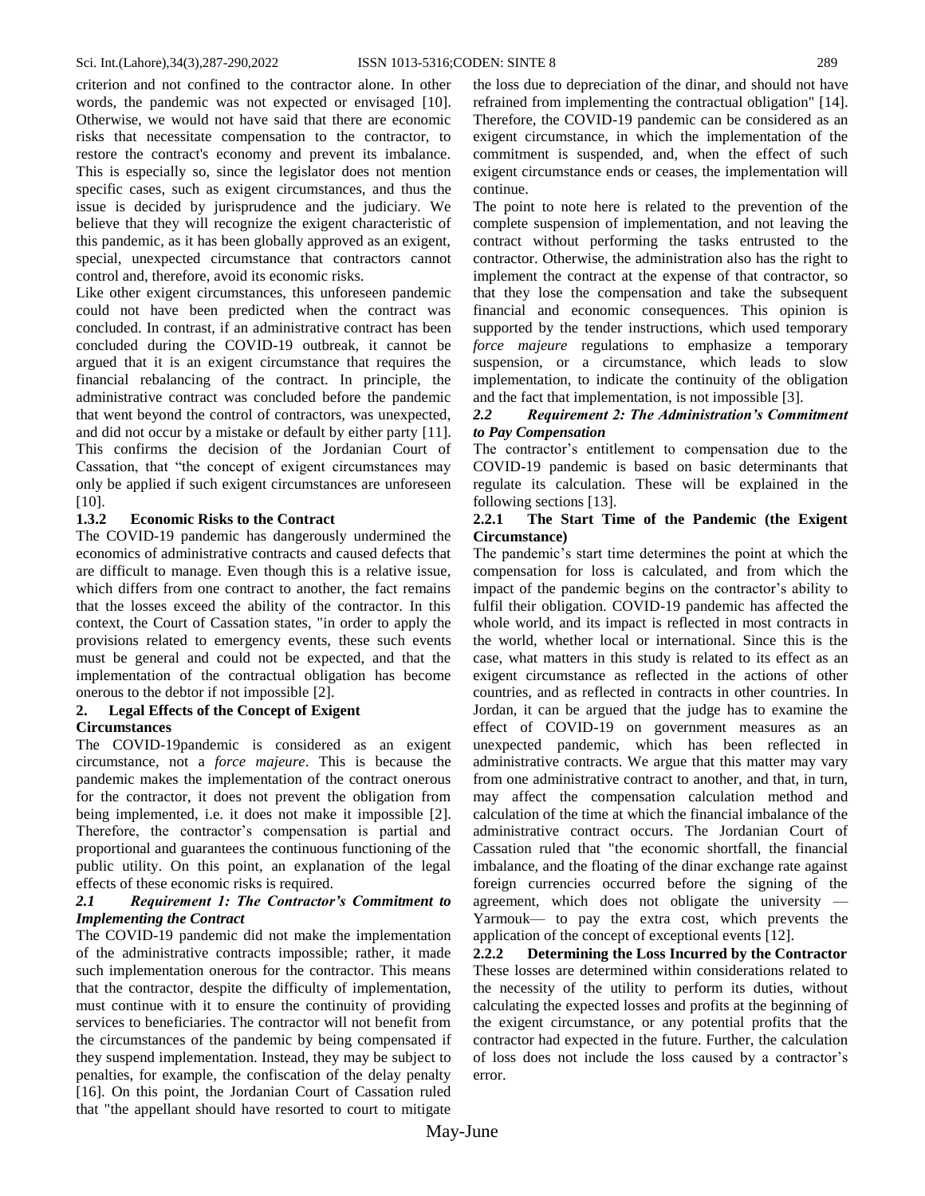criterion and not confined to the contractor alone. In other words, the pandemic was not expected or envisaged [10]. Otherwise, we would not have said that there are economic risks that necessitate compensation to the contractor, to restore the contract's economy and prevent its imbalance. This is especially so, since the legislator does not mention specific cases, such as exigent circumstances, and thus the issue is decided by jurisprudence and the judiciary. We believe that they will recognize the exigent characteristic of this pandemic, as it has been globally approved as an exigent, special, unexpected circumstance that contractors cannot control and, therefore, avoid its economic risks.

Like other exigent circumstances, this unforeseen pandemic could not have been predicted when the contract was concluded. In contrast, if an administrative contract has been concluded during the COVID-19 outbreak, it cannot be argued that it is an exigent circumstance that requires the financial rebalancing of the contract. In principle, the administrative contract was concluded before the pandemic that went beyond the control of contractors, was unexpected, and did not occur by a mistake or default by either party [11]. This confirms the decision of the Jordanian Court of Cassation, that "the concept of exigent circumstances may only be applied if such exigent circumstances are unforeseen [10].

### 1.3.2 Economic Risks to the Contract

The COVID-19 pandemic has dangerously undermined the economics of administrative contracts and caused defects that are difficult to manage. Even though this is a relative issue, which differs from one contract to another, the fact remains that the losses exceed the ability of the contractor. In this context, the Court of Cassation states, "in order to apply the provisions related to emergency events, these such events must be general and could not be expected, and that the implementation of the contractual obligation has become onerous to the debtor if not impossible [2].

## 2. Legal Effects of the Concept of Exigent Circumstances

The COVID-19pandemic is considered as an exigent circumstance, not a *force majeure*. This is because the pandemic makes the implementation of the contract onerous for the contractor, it does not prevent the obligation from being implemented, i.e. it does not make it impossible [2]. Therefore, the contractor's compensation is partial and proportional and guarantees the continuous functioning of the public utility. On this point, an explanation of the legal effects of these economic risks is required.

### *2.1 Requirement 1: The Contractor's Commitment to Implementing the Contract*

The COVID-19 pandemic did not make the implementation of the administrative contracts impossible; rather, it made such implementation onerous for the contractor. This means that the contractor, despite the difficulty of implementation, must continue with it to ensure the continuity of providing services to beneficiaries. The contractor will not benefit from the circumstances of the pandemic by being compensated if they suspend implementation. Instead, they may be subject to penalties, for example, the confiscation of the delay penalty [16]. On this point, the Jordanian Court of Cassation ruled that "the appellant should have resorted to court to mitigate the loss due to depreciation of the dinar, and should not have refrained from implementing the contractual obligation" [14]. Therefore, the COVID-19 pandemic can be considered as an exigent circumstance, in which the implementation of the commitment is suspended, and, when the effect of such exigent circumstance ends or ceases, the implementation will continue.

The point to note here is related to the prevention of the complete suspension of implementation, and not leaving the contract without performing the tasks entrusted to the contractor. Otherwise, the administration also has the right to implement the contract at the expense of that contractor, so that they lose the compensation and take the subsequent financial and economic consequences. This opinion is supported by the tender instructions, which used temporary *force majeure* regulations to emphasize a temporary suspension, or a circumstance, which leads to slow implementation, to indicate the continuity of the obligation and the fact that implementation, is not impossible [3].

### *2.2 Requirement 2: The Administration's Commitment to Pay Compensation*

The contractor's entitlement to compensation due to the COVID-19 pandemic is based on basic determinants that regulate its calculation. These will be explained in the following sections [13].

#### 2.2.1 The Start Time of the Pandemic (the Exigent Circumstance)

The pandemic's start time determines the point at which the compensation for loss is calculated, and from which the impact of the pandemic begins on the contractor's ability to fulfil their obligation. COVID-19 pandemic has affected the whole world, and its impact is reflected in most contracts in the world, whether local or international. Since this is the case, what matters in this study is related to its effect as an exigent circumstance as reflected in the actions of other countries, and as reflected in contracts in other countries. In Jordan, it can be argued that the judge has to examine the effect of COVID-19 on government measures as an unexpected pandemic, which has been reflected in administrative contracts. We argue that this matter may vary from one administrative contract to another, and that, in turn, may affect the compensation calculation method and calculation of the time at which the financial imbalance of the administrative contract occurs. The Jordanian Court of Cassation ruled that "the economic shortfall, the financial imbalance, and the floating of the dinar exchange rate against foreign currencies occurred before the signing of the agreement, which does not obligate the university — Yarmouk— to pay the extra cost, which prevents the application of the concept of exceptional events [12].

#### 2.2.2 Determining the Loss Incurred by the Contractor

These losses are determined within considerations related to the necessity of the utility to perform its duties, without calculating the expected losses and profits at the beginning of the exigent circumstance, or any potential profits that the contractor had expected in the future. Further, the calculation of loss does not include the loss caused by a contractor's error.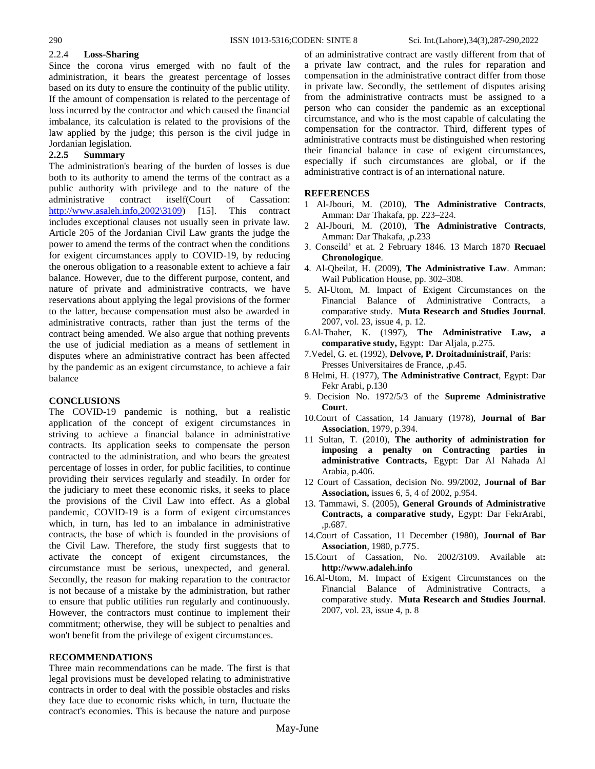### 2.2.4 Loss-Sharing

Since the corona virus emerged with no fault of the administration, it bears the greatest percentage of losses based on its duty to ensure the continuity of the public utility. If the amount of compensation is related to the percentage of loss incurred by the contractor and which caused the financial imbalance, its calculation is related to the provisions of the law applied by the judge; this person is the civil judge in Jordanian legislation.

### 2.2.5 Summary

The administration's bearing of the burden of losses is due both to its authority to amend the terms of the contract as a public authority with privilege and to the nature of the administrative contract itself(Court of Cassation: http://www.asaleh.info,2002\3109) [15]. This contract includes exceptional clauses not usually seen in private law. Article 205 of the Jordanian Civil Law grants the judge the power to amend the terms of the contract when the conditions for exigent circumstances apply to COVID-19, by reducing the onerous obligation to a reasonable extent to achieve a fair balance. However, due to the different purpose, content, and nature of private and administrative contracts, we have reservations about applying the legal provisions of the former to the latter, because compensation must also be awarded in administrative contracts, rather than just the terms of the contract being amended. We also argue that nothing prevents the use of judicial mediation as a means of settlement in disputes where an administrative contract has been affected by the pandemic as an exigent circumstance, to achieve a fair balance

## CONCLUSIONS

The COVID-19 pandemic is nothing, but a realistic application of the concept of exigent circumstances in striving to achieve a financial balance in administrative contracts. Its application seeks to compensate the person contracted to the administration, and who bears the greatest percentage of losses in order, for public facilities, to continue providing their services regularly and steadily. In order for the judiciary to meet these economic risks, it seeks to place the provisions of the Civil Law into effect. As a global pandemic, COVID-19 is a form of exigent circumstances which, in turn, has led to an imbalance in administrative contracts, the base of which is founded in the provisions of the Civil Law. Therefore, the study first suggests that to activate the concept of exigent circumstances, the circumstance must be serious, unexpected, and general. Secondly, the reason for making reparation to the contractor is not because of a mistake by the administration, but rather to ensure that public utilities run regularly and continuously. However, the contractors must continue to implement their commitment; otherwise, they will be subject to penalties and won't benefit from the privilege of exigent circumstances.

## RECOMMENDATIONS

Three main recommendations can be made. The first is that legal provisions must be developed relating to administrative contracts in order to deal with the possible obstacles and risks they face due to economic risks which, in turn, fluctuate the contract's economies. This is because the nature and purpose of an administrative contract are vastly different from that of a private law contract, and the rules for reparation and compensation in the administrative contract differ from those in private law. Secondly, the settlement of disputes arising from the administrative contracts must be assigned to a person who can consider the pandemic as an exceptional circumstance, and who is the most capable of calculating the compensation for the contractor. Third, different types of administrative contracts must be distinguished when restoring their financial balance in case of exigent circumstances, especially if such circumstances are global, or if the administrative contract is of an international nature.

## REFERENCES

1 Al-Jbouri, M. (2010), **The Administrative Contracts**, Amman: Dar Thakafa, pp. 223–224.

2 Al-Jbouri, M. (2010), **The Administrative Contracts**, Amman: Dar Thakafa, ,p.233

3. Conseild' et at. 2 February 1846. 13 March 1870 **Recuael Chronologique**.

4. Al-Qbeilat, H. (2009), **The Administrative Law**. Amman: Wail Publication House, pp. 302–308.

5. Al-Utom, M. Impact of Exigent Circumstances on the Financial Balance of Administrative Contracts, a comparative study. **Muta Research and Studies Journal**. 2007, vol. 23, issue 4, p. 12.

6.Al-Thaher, K. (1997), **The Administrative Law, a comparative study,** Egypt: Dar Aljala, p.275.

7.Vedel, G. et. (1992), **Delvove, P. Droitadministraif**, Paris: Presses Universitaires de France, ,p.45.

8 Helmi, H. (1977), **The Administrative Contract**, Egypt: Dar Fekr Arabi, p.130

9. Decision No. 1972/5/3 of the **Supreme Administrative Court**.

10.Court of Cassation, 14 January (1978), **Journal of Bar Association**, 1979, p.394.

11 Sultan, T. (2010), **The authority of administration for imposing a penalty on Contracting parties in administrative Contracts,** Egypt: Dar Al Nahada Al Arabia, p.406.

12 Court of Cassation, decision No. 99/2002, **Journal of Bar Association,** issues 6, 5, 4 of 2002, p.954.

13. Tammawi, S. (2005), **General Grounds of Administrative Contracts, a comparative study,** Egypt: Dar FekrArabi, ,p.687.

14.Court of Cassation, 11 December (1980), **Journal of Bar Association**, 1980, p.775.

15.Court of Cassation, No. 2002/3109. Available at**: http://www.adaleh.info**

16.Al-Utom, M. Impact of Exigent Circumstances on the Financial Balance of Administrative Contracts, a comparative study. **Muta Research and Studies Journal**. 2007, vol. 23, issue 4, p. 8